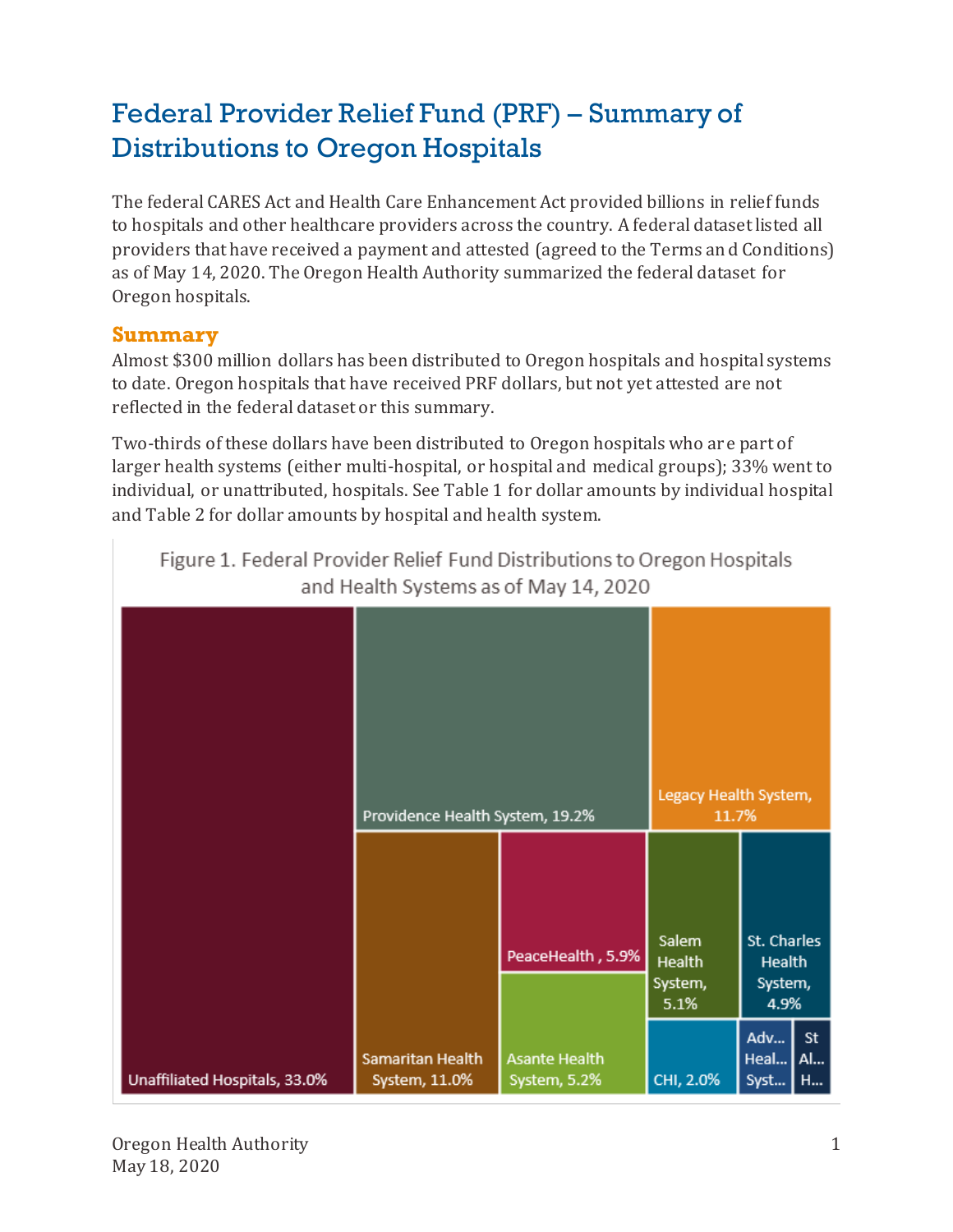# Federal Provider Relief Fund (PRF) – Summary of Distributions to Oregon Hospitals

The federal CARES Act and Health Care Enhancement Act provided billions in relief funds to hospitals and other healthcare providers across the country. A federal dataset listed all providers that have received a payment and attested (agreed to the Terms and Conditions) as of May 14, 2020. The Oregon Health Authority summarized the federal dataset for Oregon hospitals.

## Summary

Almost $300 million dollars has been distributed to Oregon hospitals and hospital systems to date. Oregon hospitals that have received PRF dollars, but not yet attested are not reflected in the federal dataset or this summary.

Two-thirds of these dollars have been distributed to Oregon hospitals who are part of larger health systems (either multi-hospital, or hospital and medical groups); 33% went to individual, or unattributed, hospitals. See Table 1 for dollar amounts by individual hospital and Table 2 for dollar amounts by hospital and health system.

Figure 1. Federal Provider Relief Fund Distributions to Oregon Hospitals and Health Systems as of May 14, 2020

Unaffiliated Hospitals, 33.0%
Providence Health System, 19.2%
Legacy Health System, 11.7%
Samaritan Health System, 11.0%
PeaceHealth, 5.9%
Asante Health System, 5.2%
Salem Health System, 5.1%
St. Charles Health System, 4.9%
CHI, 2.0%
Adv... Heal... Syst...
St Al... H...

Oregon Health Authority
May 18, 2020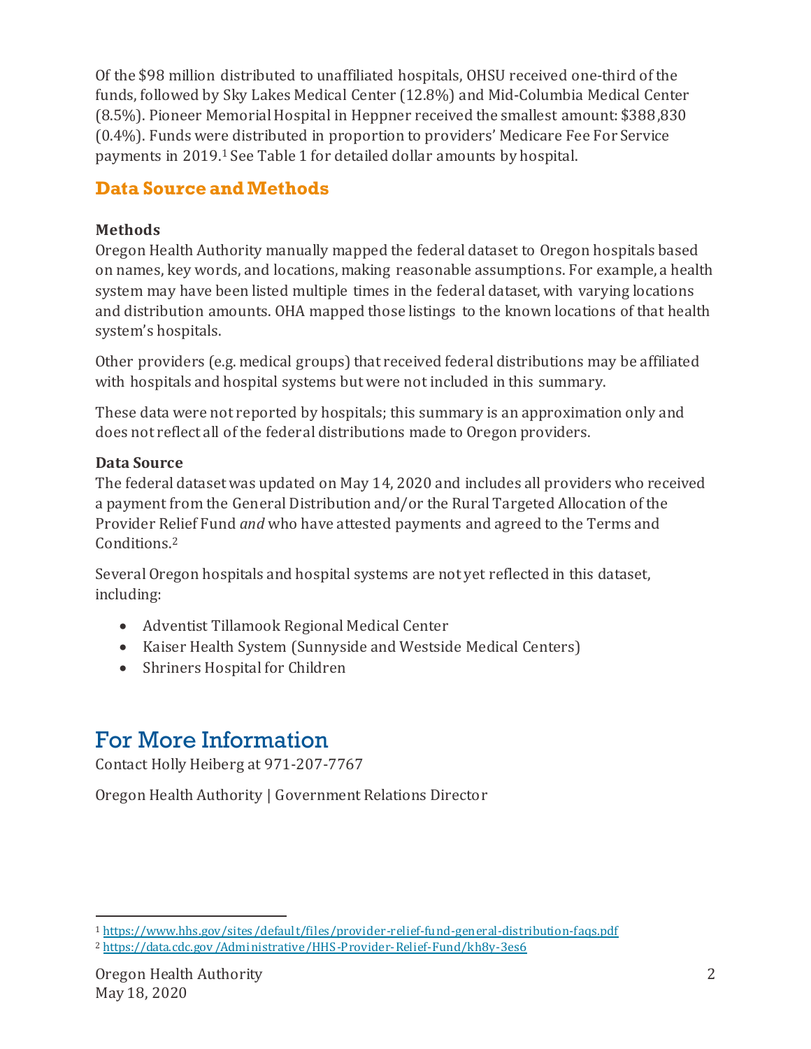Of the $98 million distributed to unaffiliated hospitals, OHSU received one-third of the funds, followed by Sky Lakes Medical Center (12.8%) and Mid-Columbia Medical Center (8.5%). Pioneer Memorial Hospital in Heppner received the smallest amount: $388,830 (0.4%). Funds were distributed in proportion to providers' Medicare Fee For Service payments in 2019.[1] See Table 1 for detailed dollar amounts by hospital.

## Data Source and Methods

### Methods

Oregon Health Authority manually mapped the federal dataset to Oregon hospitals based on names, key words, and locations, making reasonable assumptions. For example, a health system may have been listed multiple times in the federal dataset, with varying locations and distribution amounts. OHA mapped those listings to the known locations of that health system's hospitals.

Other providers (e.g. medical groups) that received federal distributions may be affiliated with hospitals and hospital systems but were not included in this summary.

These data were not reported by hospitals; this summary is an approximation only and does not reflect all of the federal distributions made to Oregon providers.

### Data Source

The federal dataset was updated on May 14, 2020 and includes all providers who received a payment from the General Distribution and/or the Rural Targeted Allocation of the Provider Relief Fund *and* who have attested payments and agreed to the Terms and Conditions.[2]

Several Oregon hospitals and hospital systems are not yet reflected in this dataset, including:

- Adventist Tillamook Regional Medical Center
- Kaiser Health System (Sunnyside and Westside Medical Centers)
- Shriners Hospital for Children

# For More Information

Contact Holly Heiberg at 971-207-7767

Oregon Health Authority | Government Relations Director

---

[1] https://www.hhs.gov/sites/default/files/provider-relief-fund-general-distribution-faqs.pdf

[2] https://data.cdc.gov/Administrative/HHS-Provider-Relief-Fund/kh8y-3es6

Oregon Health Authority
May 18, 2020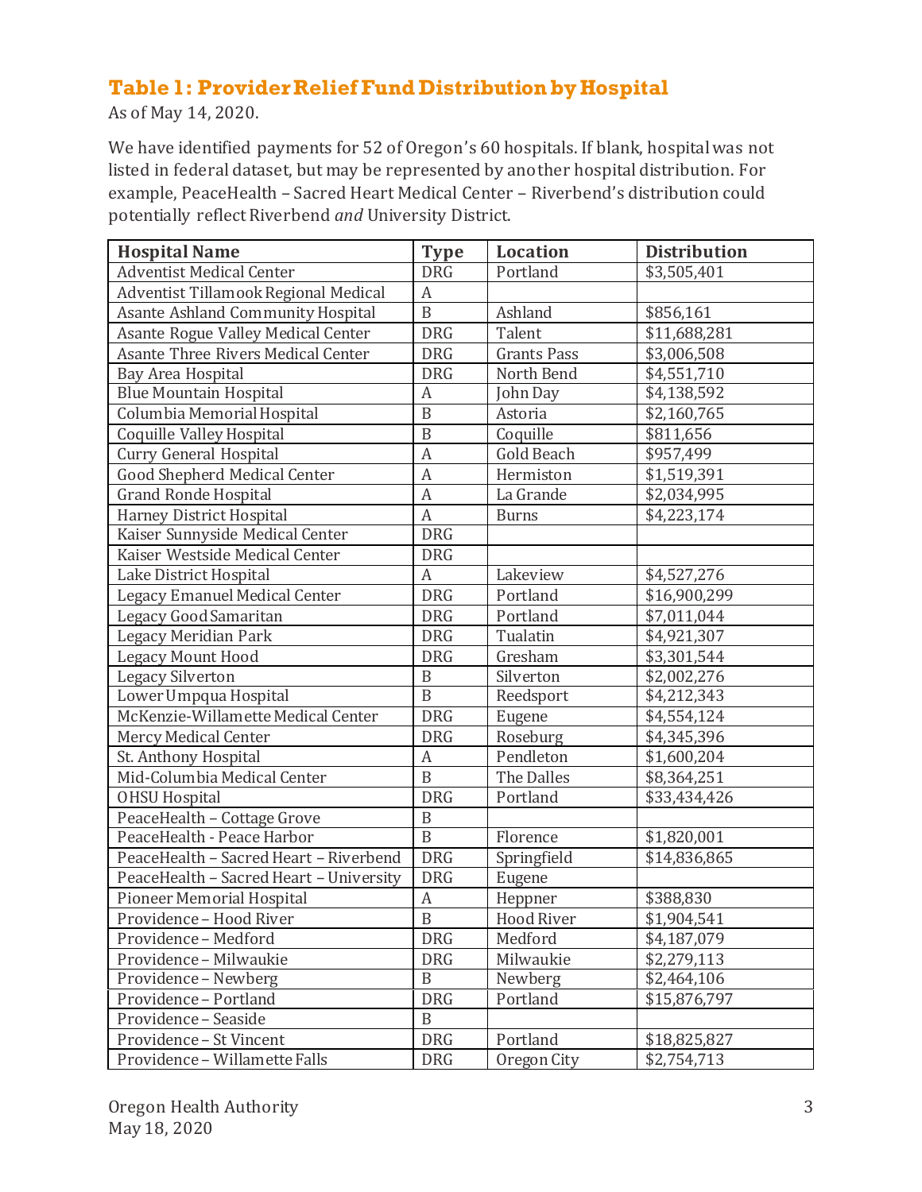## Table 1: Provider Relief Fund Distribution by Hospital

As of May 14, 2020.

We have identified payments for 52 of Oregon's 60 hospitals. If blank, hospital was not listed in federal dataset, but may be represented by another hospital distribution. For example, PeaceHealth – Sacred Heart Medical Center – Riverbend's distribution could potentially reflect Riverbend *and* University District.

| Hospital Name | Type | Location | Distribution |
|---|---|---|---|
| Adventist Medical Center | DRG | Portland | $3,505,401 |
| Adventist Tillamook Regional Medical | A | | |
| Asante Ashland Community Hospital | B | Ashland | $856,161 |
| Asante Rogue Valley Medical Center | DRG | Talent | $11,688,281 |
| Asante Three Rivers Medical Center | DRG | Grants Pass | $3,006,508 |
| Bay Area Hospital | DRG | North Bend | $4,551,710 |
| Blue Mountain Hospital | A | John Day | $4,138,592 |
| Columbia Memorial Hospital | B | Astoria | $2,160,765 |
| Coquille Valley Hospital | B | Coquille | $811,656 |
| Curry General Hospital | A | Gold Beach | $957,499 |
| Good Shepherd Medical Center | A | Hermiston | $1,519,391 |
| Grand Ronde Hospital | A | La Grande | $2,034,995 |
| Harney District Hospital | A | Burns | $4,223,174 |
| Kaiser Sunnyside Medical Center | DRG | | |
| Kaiser Westside Medical Center | DRG | | |
| Lake District Hospital | A | Lakeview | $4,527,276 |
| Legacy Emanuel Medical Center | DRG | Portland | $16,900,299 |
| Legacy Good Samaritan | DRG | Portland | $7,011,044 |
| Legacy Meridian Park | DRG | Tualatin | $4,921,307 |
| Legacy Mount Hood | DRG | Gresham | $3,301,544 |
| Legacy Silverton | B | Silverton | $2,002,276 |
| Lower Umpqua Hospital | B | Reedsport | $4,212,343 |
| McKenzie-Willamette Medical Center | DRG | Eugene | $4,554,124 |
| Mercy Medical Center | DRG | Roseburg | $4,345,396 |
| St. Anthony Hospital | A | Pendleton | $1,600,204 |
| Mid-Columbia Medical Center | B | The Dalles | $8,364,251 |
| OHSU Hospital | DRG | Portland | $33,434,426 |
| PeaceHealth – Cottage Grove | B | | |
| PeaceHealth - Peace Harbor | B | Florence | $1,820,001 |
| PeaceHealth – Sacred Heart – Riverbend | DRG | Springfield | $14,836,865 |
| PeaceHealth – Sacred Heart – University | DRG | Eugene | |
| Pioneer Memorial Hospital | A | Heppner | $388,830 |
| Providence – Hood River | B | Hood River | $1,904,541 |
| Providence – Medford | DRG | Medford | $4,187,079 |
| Providence – Milwaukie | DRG | Milwaukie | $2,279,113 |
| Providence – Newberg | B | Newberg | $2,464,106 |
| Providence – Portland | DRG | Portland | $15,876,797 |
| Providence – Seaside | B | | |
| Providence – St Vincent | DRG | Portland | $18,825,827 |
| Providence – Willamette Falls | DRG | Oregon City | $2,754,713 |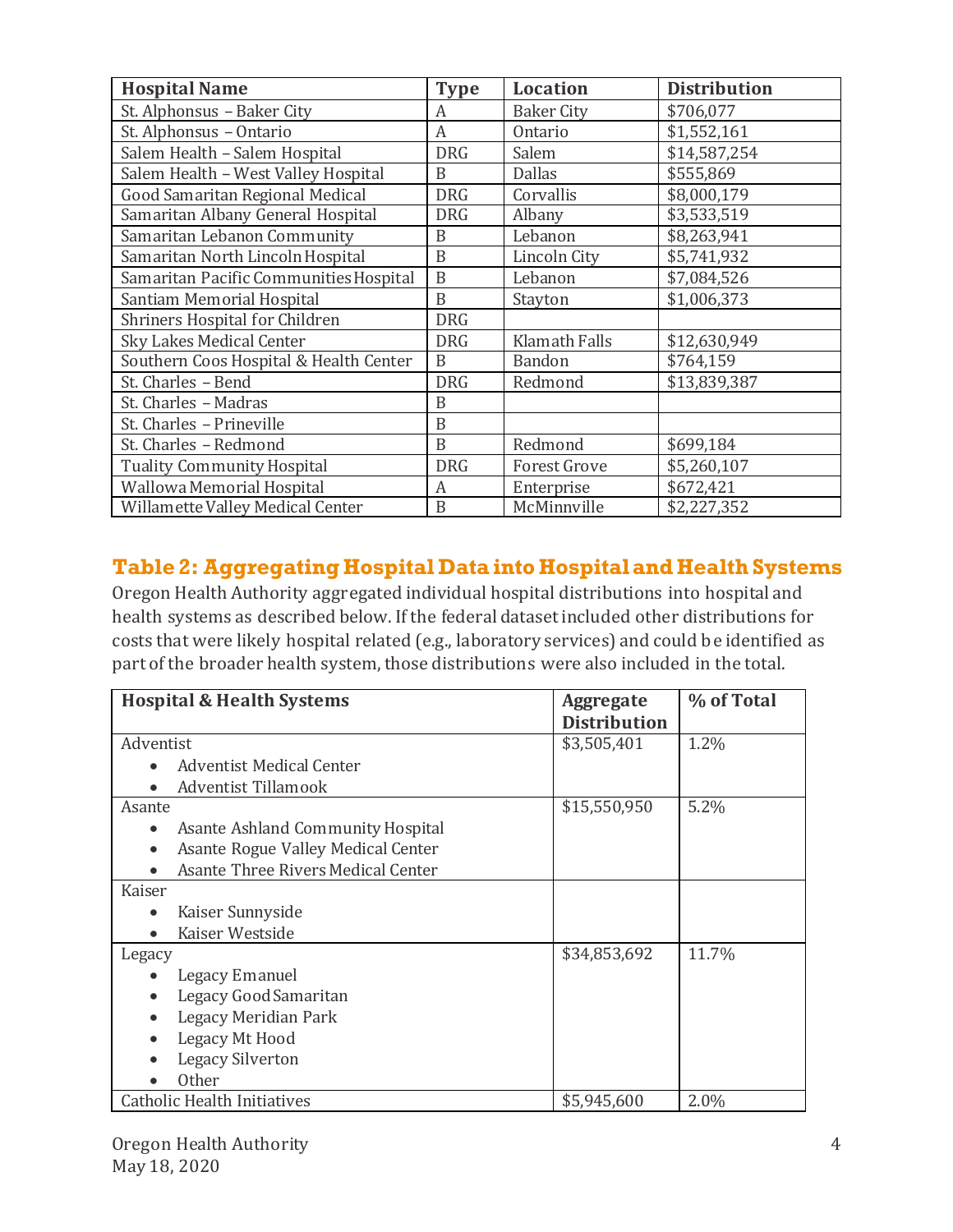| Hospital Name | Type | Location | Distribution |
|---|---|---|---|
| St. Alphonsus – Baker City | A | Baker City | $706,077 |
| St. Alphonsus – Ontario | A | Ontario | $1,552,161 |
| Salem Health – Salem Hospital | DRG | Salem | $14,587,254 |
| Salem Health – West Valley Hospital | B | Dallas | $555,869 |
| Good Samaritan Regional Medical | DRG | Corvallis | $8,000,179 |
| Samaritan Albany General Hospital | DRG | Albany | $3,533,519 |
| Samaritan Lebanon Community | B | Lebanon | $8,263,941 |
| Samaritan North Lincoln Hospital | B | Lincoln City | $5,741,932 |
| Samaritan Pacific Communities Hospital | B | Lebanon | $7,084,526 |
| Santiam Memorial Hospital | B | Stayton | $1,006,373 |
| Shriners Hospital for Children | DRG | | |
| Sky Lakes Medical Center | DRG | Klamath Falls | $12,630,949 |
| Southern Coos Hospital & Health Center | B | Bandon | $764,159 |
| St. Charles – Bend | DRG | Redmond | $13,839,387 |
| St. Charles – Madras | B | | |
| St. Charles – Prineville | B | | |
| St. Charles – Redmond | B | Redmond | $699,184 |
| Tuality Community Hospital | DRG | Forest Grove | $5,260,107 |
| Wallowa Memorial Hospital | A | Enterprise | $672,421 |
| Willamette Valley Medical Center | B | McMinnville | $2,227,352 |

## Table 2: Aggregating Hospital Data into Hospital and Health Systems

Oregon Health Authority aggregated individual hospital distributions into hospital and health systems as described below. If the federal dataset included other distributions for costs that were likely hospital related (e.g., laboratory services) and could be identified as part of the broader health system, those distributions were also included in the total.

| Hospital & Health Systems | Aggregate Distribution | % of Total |
|---|---|---|
| Adventist<br>• Adventist Medical Center<br>• Adventist Tillamook | $3,505,401 | 1.2% |
| Asante<br>• Asante Ashland Community Hospital<br>• Asante Rogue Valley Medical Center<br>• Asante Three Rivers Medical Center | $15,550,950 | 5.2% |
| Kaiser<br>• Kaiser Sunnyside<br>• Kaiser Westside | | |
| Legacy<br>• Legacy Emanuel<br>• Legacy Good Samaritan<br>• Legacy Meridian Park<br>• Legacy Mt Hood<br>• Legacy Silverton<br>• Other | $34,853,692 | 11.7% |
| Catholic Health Initiatives | $5,945,600 | 2.0% |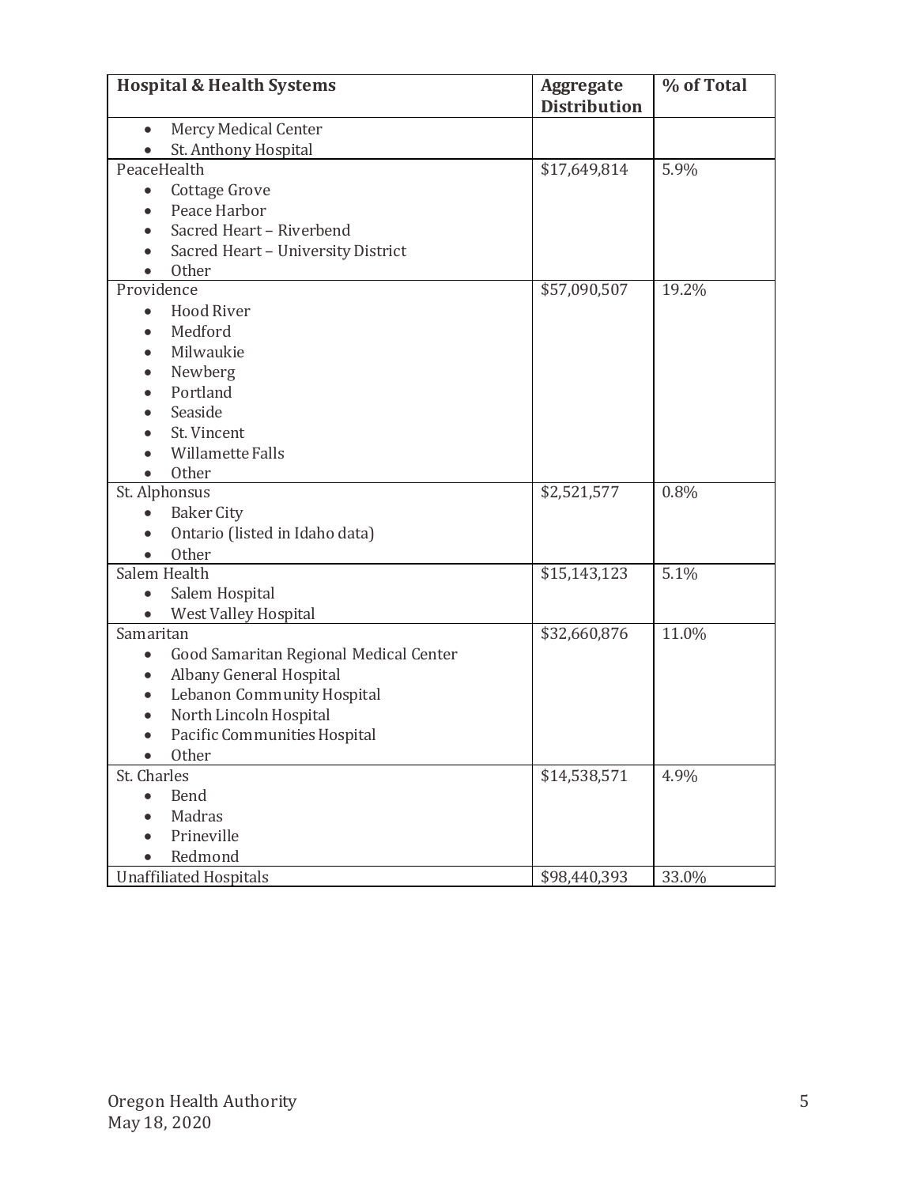| Hospital & Health Systems | Aggregate Distribution | % of Total |
| --- | --- | --- |
| • Mercy Medical Center<br>• St. Anthony Hospital | | |
| PeaceHealth<br>• Cottage Grove<br>• Peace Harbor<br>• Sacred Heart – Riverbend<br>• Sacred Heart – University District<br>• Other | $17,649,814 | 5.9% |
| Providence<br>• Hood River<br>• Medford<br>• Milwaukie<br>• Newberg<br>• Portland<br>• Seaside<br>• St. Vincent<br>• Willamette Falls<br>• Other | $57,090,507 | 19.2% |
| St. Alphonsus<br>• Baker City<br>• Ontario (listed in Idaho data)<br>• Other | $2,521,577 | 0.8% |
| Salem Health<br>• Salem Hospital<br>• West Valley Hospital | $15,143,123 | 5.1% |
| Samaritan<br>• Good Samaritan Regional Medical Center<br>• Albany General Hospital<br>• Lebanon Community Hospital<br>• North Lincoln Hospital<br>• Pacific Communities Hospital<br>• Other | $32,660,876 | 11.0% |
| St. Charles<br>• Bend<br>• Madras<br>• Prineville<br>• Redmond | $14,538,571 | 4.9% |
| Unaffiliated Hospitals | $98,440,393 | 33.0% |